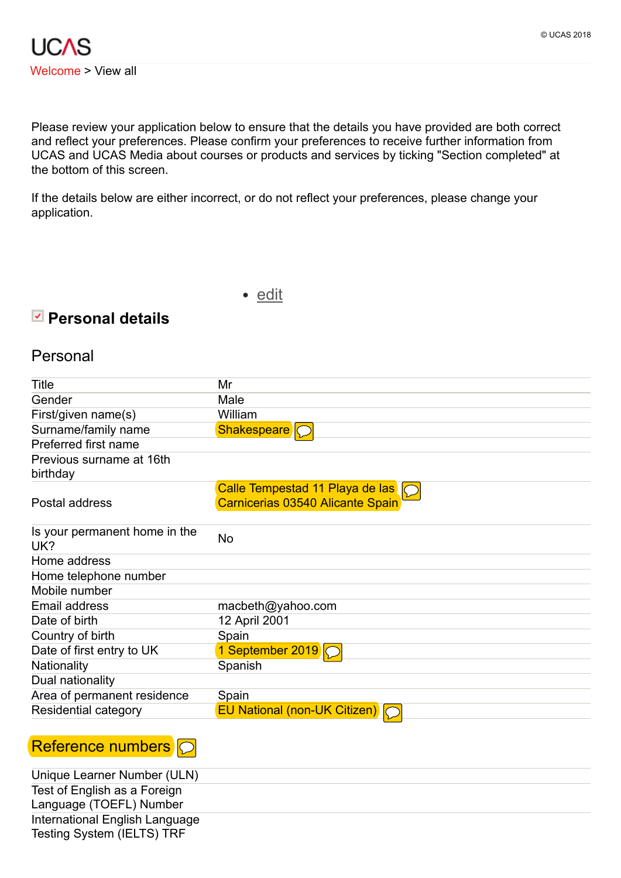UCAS

Welcome > View all

Please review your application below to ensure that the details you have provided are both correct and reflect your preferences. Please confirm your preferences to receive further information from UCAS and UCAS Media about courses or products and services by ticking "Section completed" at the bottom of this screen.

If the details below are either incorrect, or do not reflect your preferences, please change your application.

- edit

## Personal details

### Personal

| | |
|---|---|
| Title | Mr |
| Gender | Male |
| First/given name(s) | William |
| Surname/family name | Shakespeare |
| Preferred first name | |
| Previous surname at 16th birthday | |
| Postal address | Calle Tempestad 11 Playa de las Carnicerias 03540 Alicante Spain |
| Is your permanent home in the UK? | No |
| Home address | |
| Home telephone number | |
| Mobile number | |
| Email address | macbeth@yahoo.com |
| Date of birth | 12 April 2001 |
| Country of birth | Spain |
| Date of first entry to UK | 1 September 2019 |
| Nationality | Spanish |
| Dual nationality | |
| Area of permanent residence | Spain |
| Residential category | EU National (non-UK Citizen) |

### Reference numbers

| | |
|---|---|
| Unique Learner Number (ULN) | |
| Test of English as a Foreign Language (TOEFL) Number | |
| International English Language Testing System (IELTS) TRF | |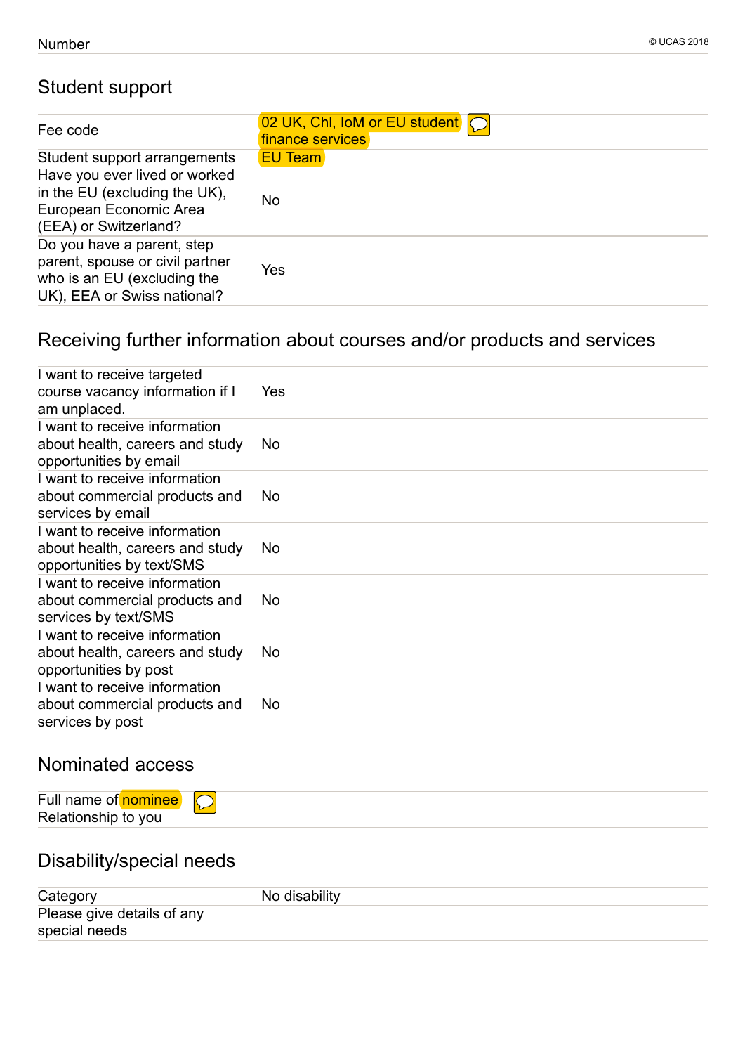Number

## Student support

| | |
|---|---|
| Fee code | 02 UK, ChI, IoM or EU student finance services |
| Student support arrangements | EU Team |
| Have you ever lived or worked in the EU (excluding the UK), European Economic Area (EEA) or Switzerland? | No |
| Do you have a parent, step parent, spouse or civil partner who is an EU (excluding the UK), EEA or Swiss national? | Yes |

## Receiving further information about courses and/or products and services

| | |
|---|---|
| I want to receive targeted course vacancy information if I am unplaced. | Yes |
| I want to receive information about health, careers and study opportunities by email | No |
| I want to receive information about commercial products and services by email | No |
| I want to receive information about health, careers and study opportunities by text/SMS | No |
| I want to receive information about commercial products and services by text/SMS | No |
| I want to receive information about health, careers and study opportunities by post | No |
| I want to receive information about commercial products and services by post | No |

## Nominated access

| | |
|---|---|
| Full name of nominee | |
| Relationship to you | |

## Disability/special needs

| | |
|---|---|
| Category | No disability |
| Please give details of any special needs | |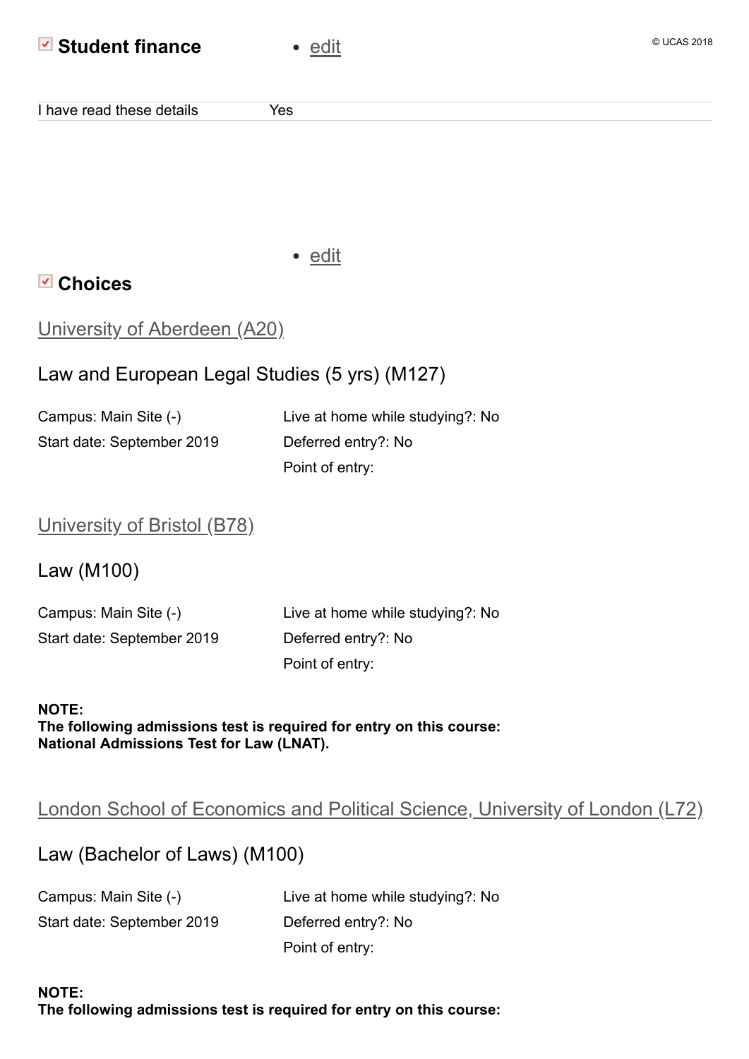## ☑ Student finance

- edit

| I have read these details | Yes |
| --- | --- |

- edit

## ☑ Choices

### University of Aberdeen (A20)

#### Law and European Legal Studies (5 yrs) (M127)

Campus: Main Site (-)
Start date: September 2019

Live at home while studying?: No
Deferred entry?: No
Point of entry:

### University of Bristol (B78)

#### Law (M100)

Campus: Main Site (-)
Start date: September 2019

Live at home while studying?: No
Deferred entry?: No
Point of entry:

**NOTE:**
**The following admissions test is required for entry on this course:**
**National Admissions Test for Law (LNAT).**

### London School of Economics and Political Science, University of London (L72)

#### Law (Bachelor of Laws) (M100)

Campus: Main Site (-)
Start date: September 2019

Live at home while studying?: No
Deferred entry?: No
Point of entry:

**NOTE:**
**The following admissions test is required for entry on this course:**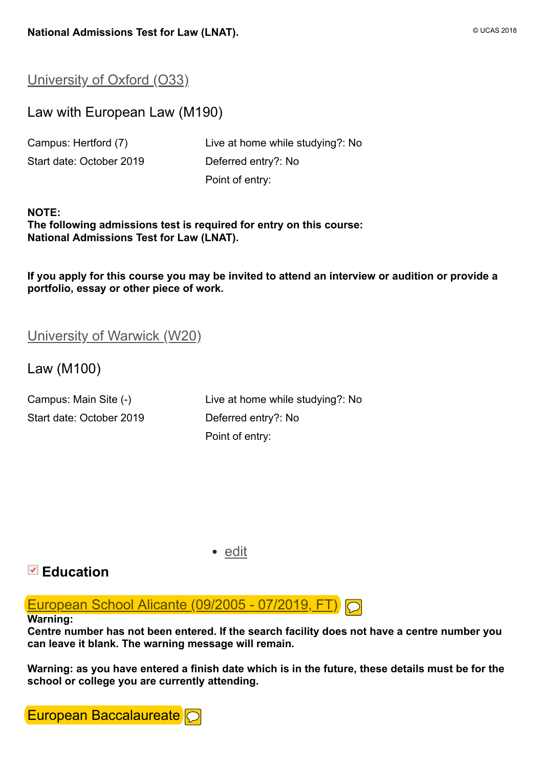**National Admissions Test for Law (LNAT).**

## University of Oxford (O33)

### Law with European Law (M190)

Campus: Hertford (7)
Start date: October 2019

Live at home while studying?: No
Deferred entry?: No
Point of entry:

**NOTE:**
**The following admissions test is required for entry on this course:**
**National Admissions Test for Law (LNAT).**

**If you apply for this course you may be invited to attend an interview or audition or provide a portfolio, essay or other piece of work.**

## University of Warwick (W20)

### Law (M100)

Campus: Main Site (-)
Start date: October 2019

Live at home while studying?: No
Deferred entry?: No
Point of entry:

- edit

## Education

### European School Alicante (09/2005 - 07/2019, FT)

**Warning:**
**Centre number has not been entered. If the search facility does not have a centre number you can leave it blank. The warning message will remain.**

**Warning: as you have entered a finish date which is in the future, these details must be for the school or college you are currently attending.**

### European Baccalaureate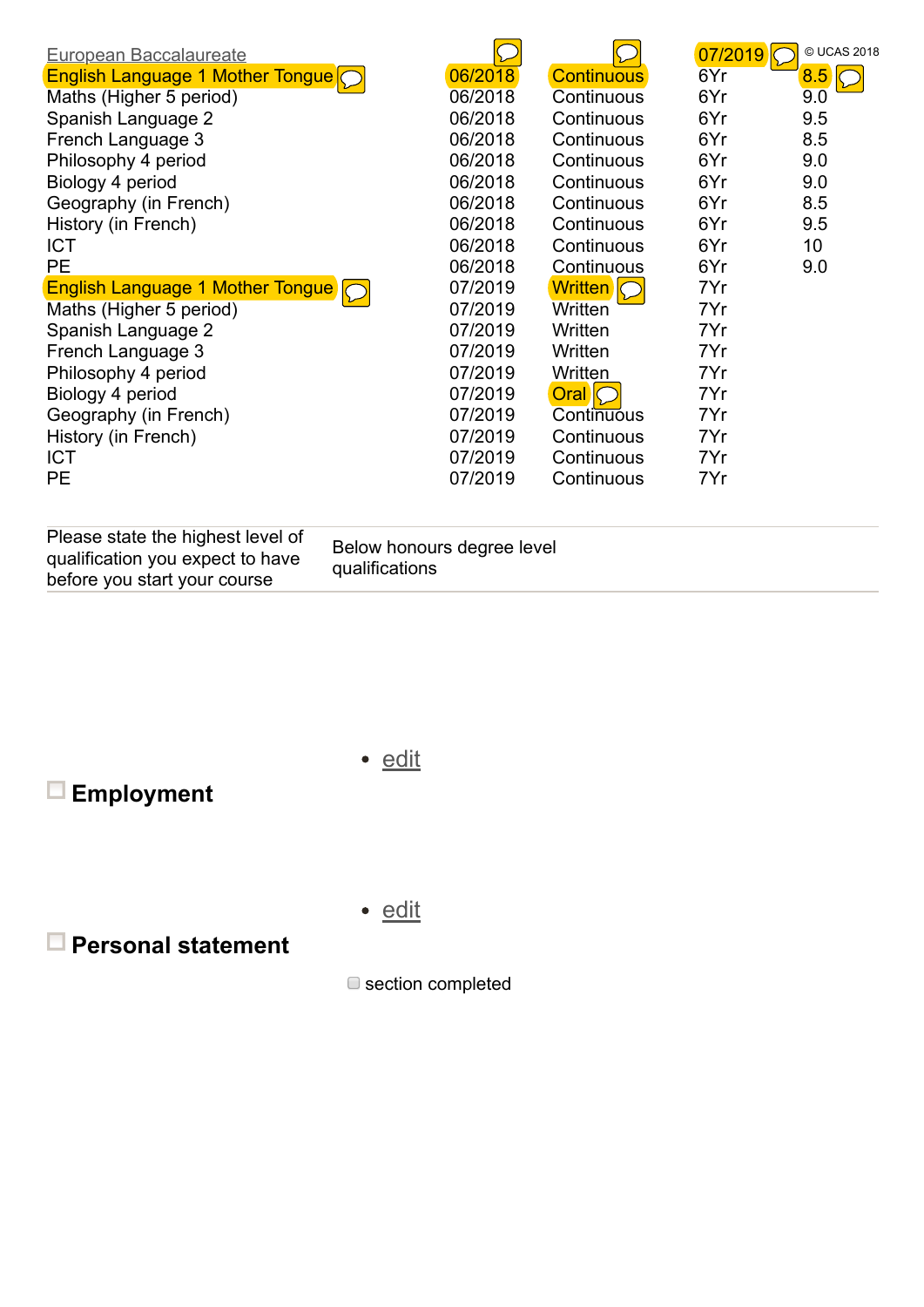| European Baccalaureate | | | 07/2019 | © UCAS 2018 |
|---|---|---|---|---|
| English Language 1 Mother Tongue | 06/2018 | Continuous | 6Yr | 8.5 |
| Maths (Higher 5 period) | 06/2018 | Continuous | 6Yr | 9.0 |
| Spanish Language 2 | 06/2018 | Continuous | 6Yr | 9.5 |
| French Language 3 | 06/2018 | Continuous | 6Yr | 8.5 |
| Philosophy 4 period | 06/2018 | Continuous | 6Yr | 9.0 |
| Biology 4 period | 06/2018 | Continuous | 6Yr | 9.0 |
| Geography (in French) | 06/2018 | Continuous | 6Yr | 8.5 |
| History (in French) | 06/2018 | Continuous | 6Yr | 9.5 |
| ICT | 06/2018 | Continuous | 6Yr | 10 |
| PE | 06/2018 | Continuous | 6Yr | 9.0 |
| English Language 1 Mother Tongue | 07/2019 | Written | 7Yr | |
| Maths (Higher 5 period) | 07/2019 | Written | 7Yr | |
| Spanish Language 2 | 07/2019 | Written | 7Yr | |
| French Language 3 | 07/2019 | Written | 7Yr | |
| Philosophy 4 period | 07/2019 | Written | 7Yr | |
| Biology 4 period | 07/2019 | Oral | 7Yr | |
| Geography (in French) | 07/2019 | Continuous | 7Yr | |
| History (in French) | 07/2019 | Continuous | 7Yr | |
| ICT | 07/2019 | Continuous | 7Yr | |
| PE | 07/2019 | Continuous | 7Yr | |

| | |
|---|---|
| Please state the highest level of qualification you expect to have before you start your course | Below honours degree level qualifications |

- edit

## Employment

- edit

## Personal statement

section completed